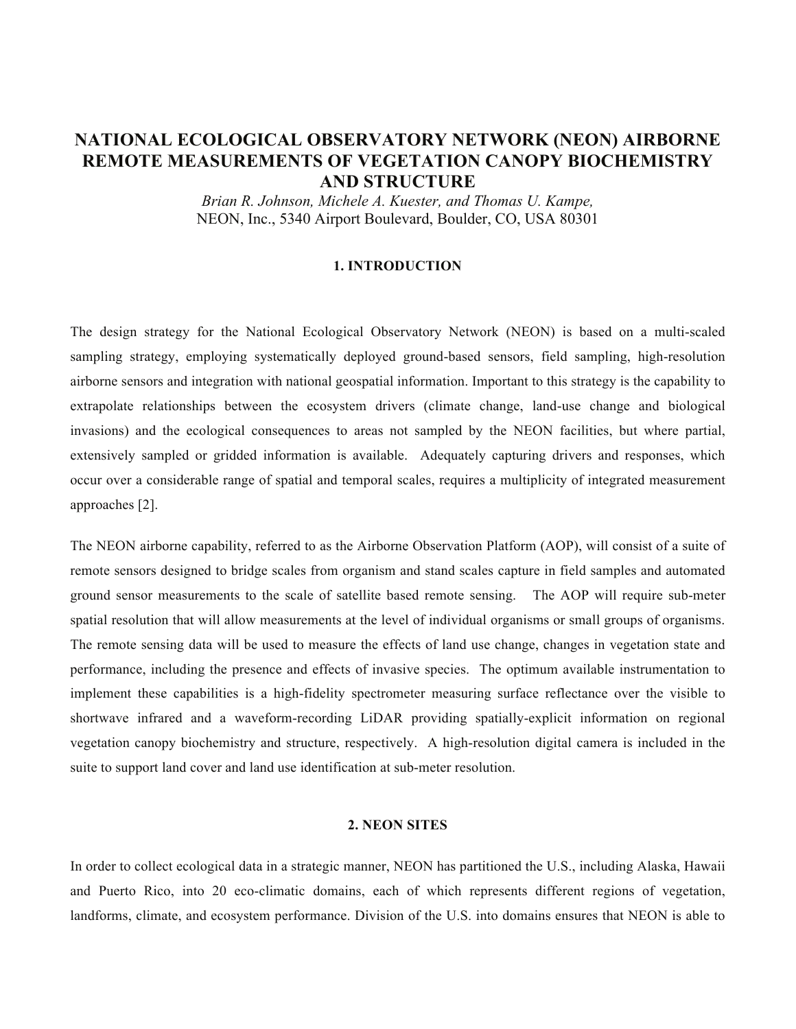# NATIONAL ECOLOGICAL OBSERVATORY NETWORK (NEON) AIRBORNE REMOTE MEASUREMENTS OF VEGETATION CANOPY BIOCHEMISTRY AND STRUCTURE

*Brian R. Johnson, Michele A. Kuester, and Thomas U. Kampe,*
NEON, Inc., 5340 Airport Boulevard, Boulder, CO, USA 80301

## 1. INTRODUCTION

The design strategy for the National Ecological Observatory Network (NEON) is based on a multi-scaled sampling strategy, employing systematically deployed ground-based sensors, field sampling, high-resolution airborne sensors and integration with national geospatial information. Important to this strategy is the capability to extrapolate relationships between the ecosystem drivers (climate change, land-use change and biological invasions) and the ecological consequences to areas not sampled by the NEON facilities, but where partial, extensively sampled or gridded information is available. Adequately capturing drivers and responses, which occur over a considerable range of spatial and temporal scales, requires a multiplicity of integrated measurement approaches [2].

The NEON airborne capability, referred to as the Airborne Observation Platform (AOP), will consist of a suite of remote sensors designed to bridge scales from organism and stand scales capture in field samples and automated ground sensor measurements to the scale of satellite based remote sensing. The AOP will require sub-meter spatial resolution that will allow measurements at the level of individual organisms or small groups of organisms. The remote sensing data will be used to measure the effects of land use change, changes in vegetation state and performance, including the presence and effects of invasive species. The optimum available instrumentation to implement these capabilities is a high-fidelity spectrometer measuring surface reflectance over the visible to shortwave infrared and a waveform-recording LiDAR providing spatially-explicit information on regional vegetation canopy biochemistry and structure, respectively. A high-resolution digital camera is included in the suite to support land cover and land use identification at sub-meter resolution.

## 2. NEON SITES

In order to collect ecological data in a strategic manner, NEON has partitioned the U.S., including Alaska, Hawaii and Puerto Rico, into 20 eco-climatic domains, each of which represents different regions of vegetation, landforms, climate, and ecosystem performance. Division of the U.S. into domains ensures that NEON is able to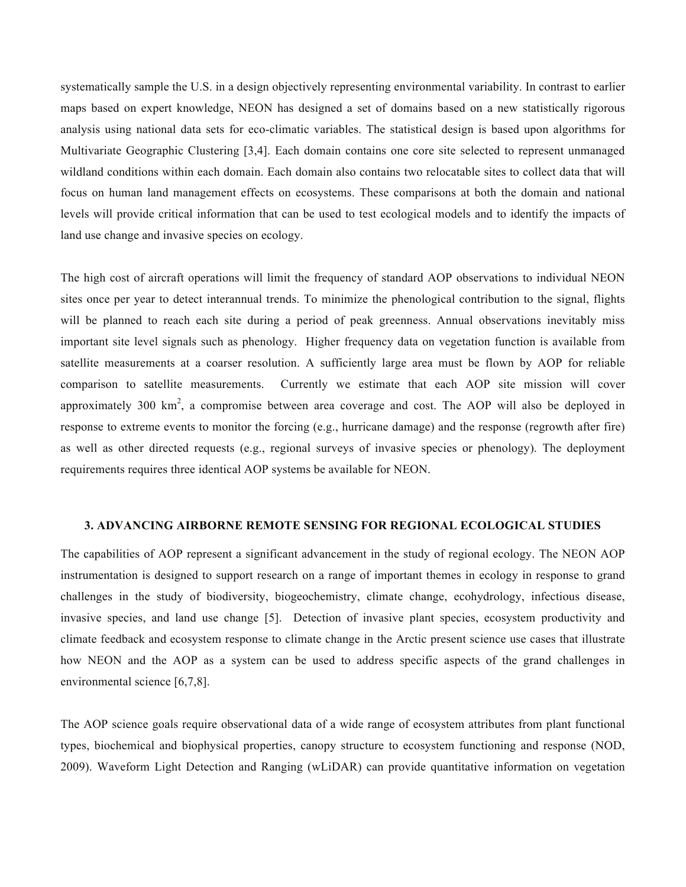systematically sample the U.S. in a design objectively representing environmental variability. In contrast to earlier maps based on expert knowledge, NEON has designed a set of domains based on a new statistically rigorous analysis using national data sets for eco-climatic variables. The statistical design is based upon algorithms for Multivariate Geographic Clustering [3,4]. Each domain contains one core site selected to represent unmanaged wildland conditions within each domain. Each domain also contains two relocatable sites to collect data that will focus on human land management effects on ecosystems. These comparisons at both the domain and national levels will provide critical information that can be used to test ecological models and to identify the impacts of land use change and invasive species on ecology.

The high cost of aircraft operations will limit the frequency of standard AOP observations to individual NEON sites once per year to detect interannual trends. To minimize the phenological contribution to the signal, flights will be planned to reach each site during a period of peak greenness. Annual observations inevitably miss important site level signals such as phenology. Higher frequency data on vegetation function is available from satellite measurements at a coarser resolution. A sufficiently large area must be flown by AOP for reliable comparison to satellite measurements. Currently we estimate that each AOP site mission will cover approximately 300 $km^2$, a compromise between area coverage and cost. The AOP will also be deployed in response to extreme events to monitor the forcing (e.g., hurricane damage) and the response (regrowth after fire) as well as other directed requests (e.g., regional surveys of invasive species or phenology). The deployment requirements requires three identical AOP systems be available for NEON.

## 3. ADVANCING AIRBORNE REMOTE SENSING FOR REGIONAL ECOLOGICAL STUDIES

The capabilities of AOP represent a significant advancement in the study of regional ecology. The NEON AOP instrumentation is designed to support research on a range of important themes in ecology in response to grand challenges in the study of biodiversity, biogeochemistry, climate change, ecohydrology, infectious disease, invasive species, and land use change [5]. Detection of invasive plant species, ecosystem productivity and climate feedback and ecosystem response to climate change in the Arctic present science use cases that illustrate how NEON and the AOP as a system can be used to address specific aspects of the grand challenges in environmental science [6,7,8].

The AOP science goals require observational data of a wide range of ecosystem attributes from plant functional types, biochemical and biophysical properties, canopy structure to ecosystem functioning and response (NOD, 2009). Waveform Light Detection and Ranging (wLiDAR) can provide quantitative information on vegetation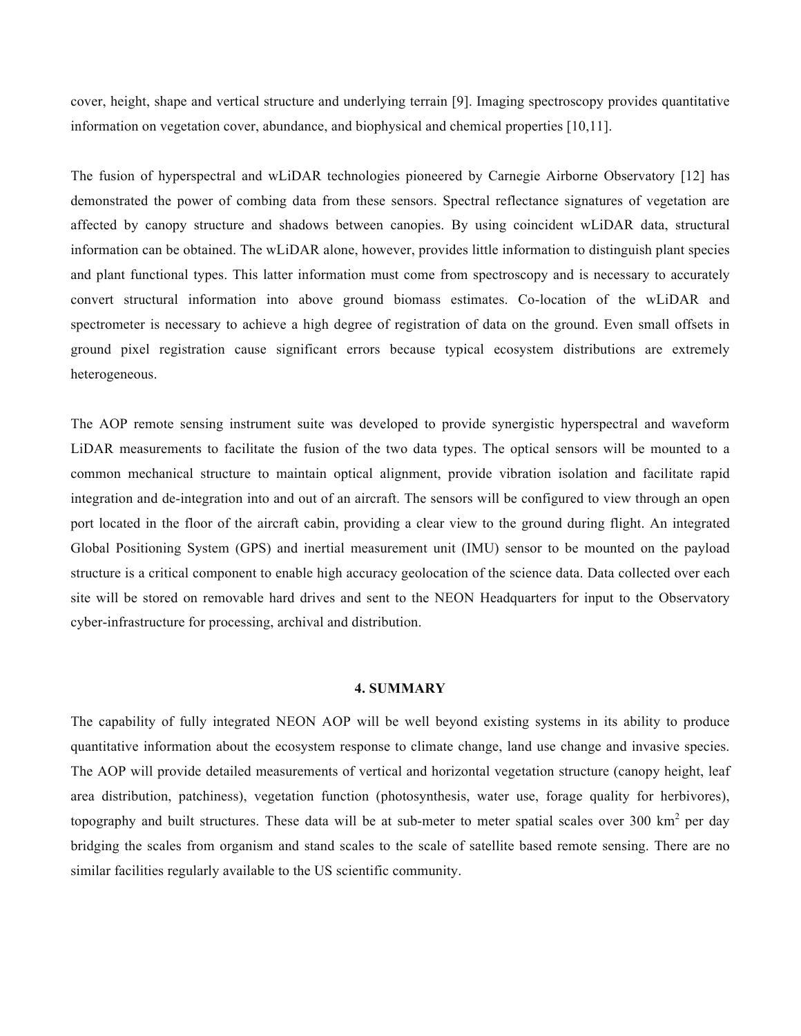cover, height, shape and vertical structure and underlying terrain [9]. Imaging spectroscopy provides quantitative information on vegetation cover, abundance, and biophysical and chemical properties [10,11].

The fusion of hyperspectral and wLiDAR technologies pioneered by Carnegie Airborne Observatory [12] has demonstrated the power of combing data from these sensors. Spectral reflectance signatures of vegetation are affected by canopy structure and shadows between canopies. By using coincident wLiDAR data, structural information can be obtained. The wLiDAR alone, however, provides little information to distinguish plant species and plant functional types. This latter information must come from spectroscopy and is necessary to accurately convert structural information into above ground biomass estimates. Co-location of the wLiDAR and spectrometer is necessary to achieve a high degree of registration of data on the ground. Even small offsets in ground pixel registration cause significant errors because typical ecosystem distributions are extremely heterogeneous.

The AOP remote sensing instrument suite was developed to provide synergistic hyperspectral and waveform LiDAR measurements to facilitate the fusion of the two data types. The optical sensors will be mounted to a common mechanical structure to maintain optical alignment, provide vibration isolation and facilitate rapid integration and de-integration into and out of an aircraft. The sensors will be configured to view through an open port located in the floor of the aircraft cabin, providing a clear view to the ground during flight. An integrated Global Positioning System (GPS) and inertial measurement unit (IMU) sensor to be mounted on the payload structure is a critical component to enable high accuracy geolocation of the science data. Data collected over each site will be stored on removable hard drives and sent to the NEON Headquarters for input to the Observatory cyber-infrastructure for processing, archival and distribution.

## 4. SUMMARY

The capability of fully integrated NEON AOP will be well beyond existing systems in its ability to produce quantitative information about the ecosystem response to climate change, land use change and invasive species. The AOP will provide detailed measurements of vertical and horizontal vegetation structure (canopy height, leaf area distribution, patchiness), vegetation function (photosynthesis, water use, forage quality for herbivores), topography and built structures. These data will be at sub-meter to meter spatial scales over 300 $km^2$ per day bridging the scales from organism and stand scales to the scale of satellite based remote sensing. There are no similar facilities regularly available to the US scientific community.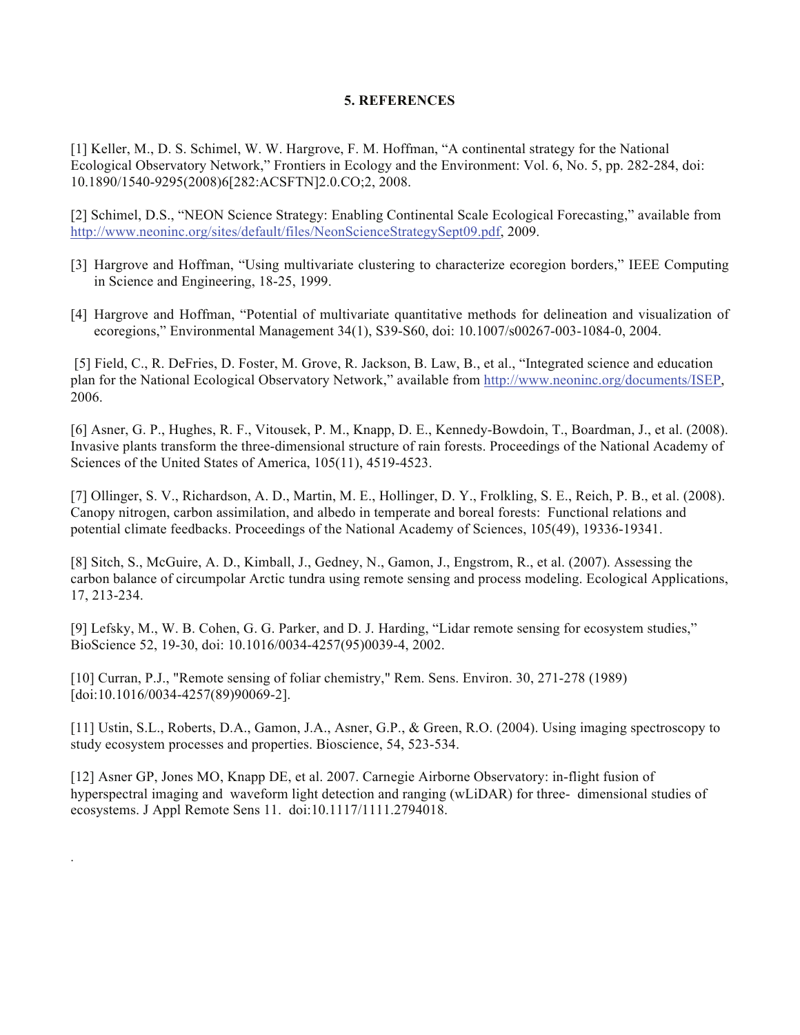## 5. REFERENCES

[1] Keller, M., D. S. Schimel, W. W. Hargrove, F. M. Hoffman, "A continental strategy for the National Ecological Observatory Network," Frontiers in Ecology and the Environment: Vol. 6, No. 5, pp. 282-284, doi: 10.1890/1540-9295(2008)6[282:ACSFTN]2.0.CO;2, 2008.

[2] Schimel, D.S., "NEON Science Strategy: Enabling Continental Scale Ecological Forecasting," available from http://www.neoninc.org/sites/default/files/NeonScienceStrategySept09.pdf, 2009.

[3] Hargrove and Hoffman, "Using multivariate clustering to characterize ecoregion borders," IEEE Computing in Science and Engineering, 18-25, 1999.

[4] Hargrove and Hoffman, "Potential of multivariate quantitative methods for delineation and visualization of ecoregions," Environmental Management 34(1), S39-S60, doi: 10.1007/s00267-003-1084-0, 2004.

[5] Field, C., R. DeFries, D. Foster, M. Grove, R. Jackson, B. Law, B., et al., "Integrated science and education plan for the National Ecological Observatory Network," available from http://www.neoninc.org/documents/ISEP, 2006.

[6] Asner, G. P., Hughes, R. F., Vitousek, P. M., Knapp, D. E., Kennedy-Bowdoin, T., Boardman, J., et al. (2008). Invasive plants transform the three-dimensional structure of rain forests. Proceedings of the National Academy of Sciences of the United States of America, 105(11), 4519-4523.

[7] Ollinger, S. V., Richardson, A. D., Martin, M. E., Hollinger, D. Y., Frolkling, S. E., Reich, P. B., et al. (2008). Canopy nitrogen, carbon assimilation, and albedo in temperate and boreal forests: Functional relations and potential climate feedbacks. Proceedings of the National Academy of Sciences, 105(49), 19336-19341.

[8] Sitch, S., McGuire, A. D., Kimball, J., Gedney, N., Gamon, J., Engstrom, R., et al. (2007). Assessing the carbon balance of circumpolar Arctic tundra using remote sensing and process modeling. Ecological Applications, 17, 213-234.

[9] Lefsky, M., W. B. Cohen, G. G. Parker, and D. J. Harding, "Lidar remote sensing for ecosystem studies," BioScience 52, 19-30, doi: 10.1016/0034-4257(95)0039-4, 2002.

[10] Curran, P.J., "Remote sensing of foliar chemistry," Rem. Sens. Environ. 30, 271-278 (1989) [doi:10.1016/0034-4257(89)90069-2].

[11] Ustin, S.L., Roberts, D.A., Gamon, J.A., Asner, G.P., & Green, R.O. (2004). Using imaging spectroscopy to study ecosystem processes and properties. Bioscience, 54, 523-534.

[12] Asner GP, Jones MO, Knapp DE, et al. 2007. Carnegie Airborne Observatory: in-flight fusion of hyperspectral imaging and waveform light detection and ranging (wLiDAR) for three- dimensional studies of ecosystems. J Appl Remote Sens 11. doi:10.1117/1111.2794018.

.